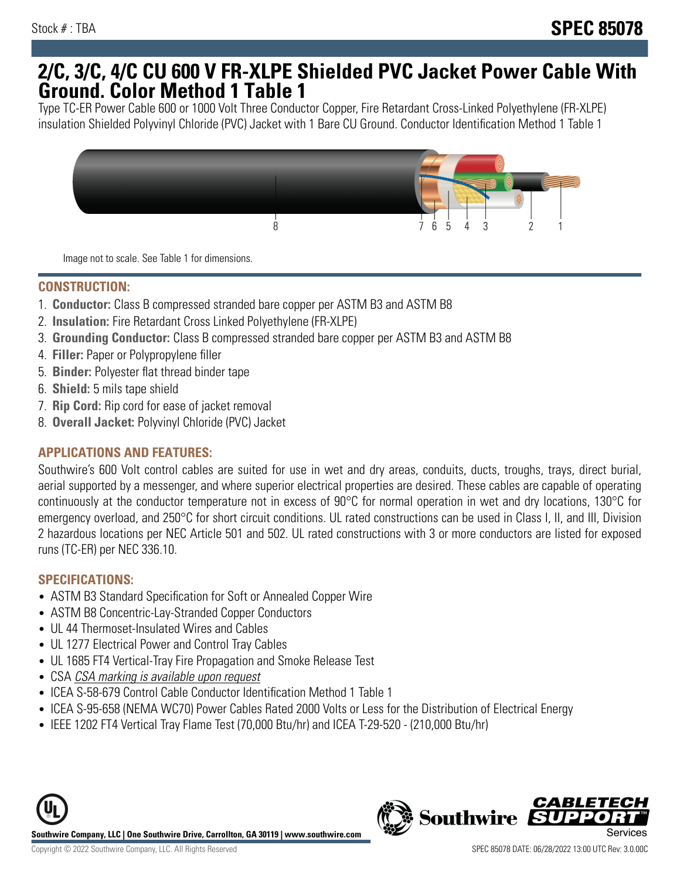Stock # : TBA

**SPEC 85078**

# 2/C, 3/C, 4/C CU 600 V FR-XLPE Shielded PVC Jacket Power Cable With Ground. Color Method 1 Table 1

Type TC-ER Power Cable 600 or 1000 Volt Three Conductor Copper, Fire Retardant Cross-Linked Polyethylene (FR-XLPE) insulation Shielded Polyvinyl Chloride (PVC) Jacket with 1 Bare CU Ground. Conductor Identification Method 1 Table 1

Image not to scale. See Table 1 for dimensions.

## CONSTRUCTION:

1. **Conductor:** Class B compressed stranded bare copper per ASTM B3 and ASTM B8
2. **Insulation:** Fire Retardant Cross Linked Polyethylene (FR-XLPE)
3. **Grounding Conductor:** Class B compressed stranded bare copper per ASTM B3 and ASTM B8
4. **Filler:** Paper or Polypropylene filler
5. **Binder:** Polyester flat thread binder tape
6. **Shield:** 5 mils tape shield
7. **Rip Cord:** Rip cord for ease of jacket removal
8. **Overall Jacket:** Polyvinyl Chloride (PVC) Jacket

## APPLICATIONS AND FEATURES:

Southwire's 600 Volt control cables are suited for use in wet and dry areas, conduits, ducts, troughs, trays, direct burial, aerial supported by a messenger, and where superior electrical properties are desired. These cables are capable of operating continuously at the conductor temperature not in excess of 90°C for normal operation in wet and dry locations, 130°C for emergency overload, and 250°C for short circuit conditions. UL rated constructions can be used in Class I, II, and III, Division 2 hazardous locations per NEC Article 501 and 502. UL rated constructions with 3 or more conductors are listed for exposed runs (TC-ER) per NEC 336.10.

## SPECIFICATIONS:

- ASTM B3 Standard Specification for Soft or Annealed Copper Wire
- ASTM B8 Concentric-Lay-Stranded Copper Conductors
- UL 44 Thermoset-Insulated Wires and Cables
- UL 1277 Electrical Power and Control Tray Cables
- UL 1685 FT4 Vertical-Tray Fire Propagation and Smoke Release Test
- CSA *CSA marking is available upon request*
- ICEA S-58-679 Control Cable Conductor Identification Method 1 Table 1
- ICEA S-95-658 (NEMA WC70) Power Cables Rated 2000 Volts or Less for the Distribution of Electrical Energy
- IEEE 1202 FT4 Vertical Tray Flame Test (70,000 Btu/hr) and ICEA T-29-520 - (210,000 Btu/hr)

**Southwire Company, LLC | One Southwire Drive, Carrollton, GA 30119 | www.southwire.com**

Copyright © 2022 Southwire Company, LLC. All Rights Reserved

SPEC 85078 DATE: 06/28/2022 13:00 UTC Rev: 3.0.00C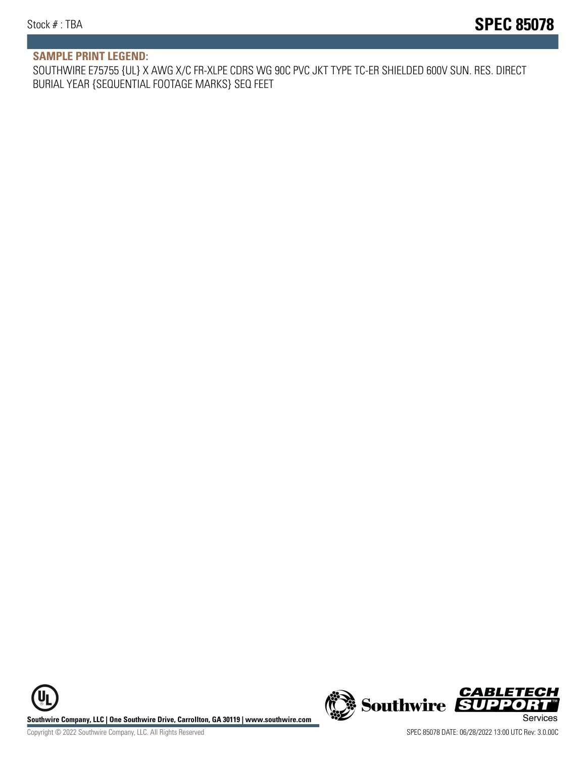## SAMPLE PRINT LEGEND:

SOUTHWIRE E75755 {UL} X AWG X/C FR-XLPE CDRS WG 90C PVC JKT TYPE TC-ER SHIELDED 600V SUN. RES. DIRECT BURIAL YEAR {SEQUENTIAL FOOTAGE MARKS} SEQ FEET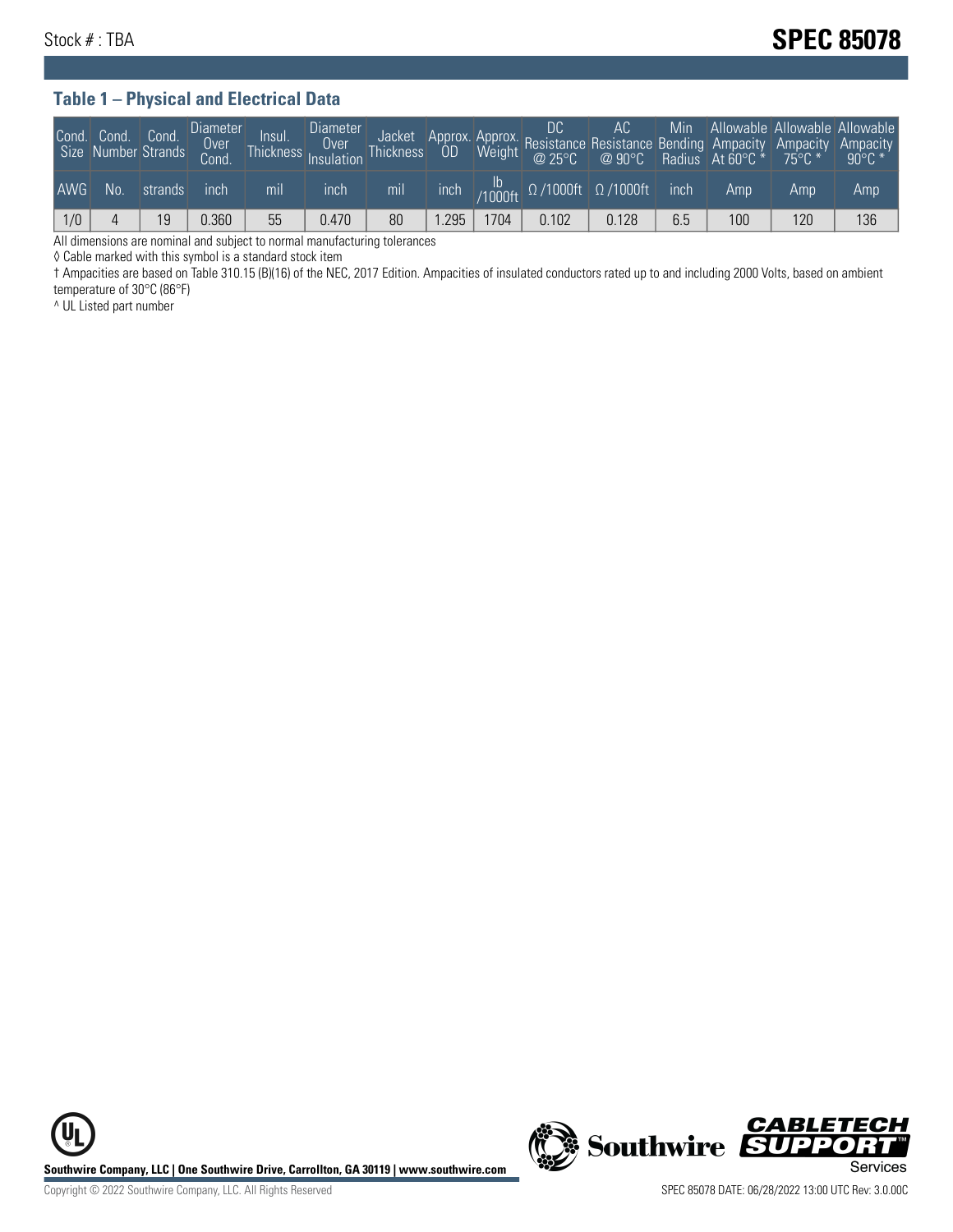### Table 1 – Physical and Electrical Data

| Cond. Size | Cond. Number | Cond. Strands | Diameter Over Cond. | Insul. Thickness | Diameter Over Insulation | Jacket Thickness | Approx. OD | Approx. Weight | DC Resistance @ 25°C | AC Resistance @ 90°C | Min Bending Radius | Allowable Ampacity At 60°C * | Allowable Ampacity 75°C * | Allowable Ampacity 90°C * |
|---|---|---|---|---|---|---|---|---|---|---|---|---|---|---|
| AWG | No. | strands | inch | mil | inch | mil | inch | lb /1000ft | Ω /1000ft | Ω /1000ft | inch | Amp | Amp | Amp |
| 1/0 | 4 | 19 | 0.360 | 55 | 0.470 | 80 | 1.295 | 1704 | 0.102 | 0.128 | 6.5 | 100 | 120 | 136 |

All dimensions are nominal and subject to normal manufacturing tolerances

◊ Cable marked with this symbol is a standard stock item

† Ampacities are based on Table 310.15 (B)(16) of the NEC, 2017 Edition. Ampacities of insulated conductors rated up to and including 2000 Volts, based on ambient temperature of 30°C (86°F)

^ UL Listed part number

**Southwire Company, LLC | One Southwire Drive, Carrollton, GA 30119 | www.southwire.com**

Copyright © 2022 Southwire Company, LLC. All Rights Reserved